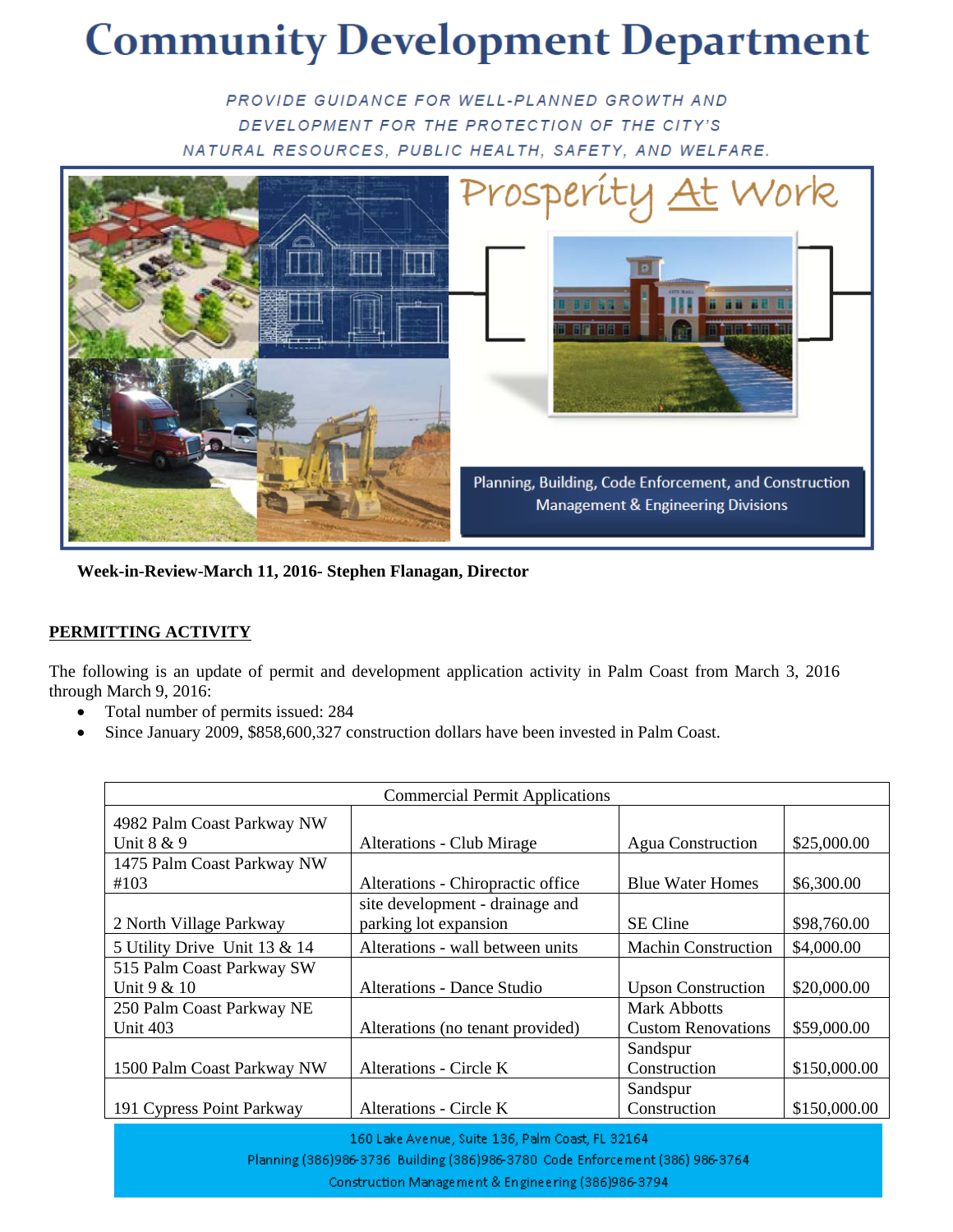# Community Development Department

*PROVIDE GUIDANCE FOR WELL-PLANNED GROWTH AND DEVELOPMENT FOR THE PROTECTION OF THE CITY'S NATURAL RESOURCES, PUBLIC HEALTH, SAFETY, AND WELFARE.*

Prosperity At Work

Planning, Building, Code Enforcement, and Construction Management & Engineering Divisions

**Week-in-Review-March 11, 2016- Stephen Flanagan, Director**

## PERMITTING ACTIVITY

The following is an update of permit and development application activity in Palm Coast from March 3, 2016 through March 9, 2016:

- Total number of permits issued: 284
- Since January 2009, $858,600,327 construction dollars have been invested in Palm Coast.

| Commercial Permit Applications | | | |
|---|---|---|---|
| 4982 Palm Coast Parkway NW Unit 8 & 9 | Alterations - Club Mirage | Agua Construction | $25,000.00 |
| 1475 Palm Coast Parkway NW #103 | Alterations - Chiropractic office | Blue Water Homes | $6,300.00 |
| 2 North Village Parkway | site development - drainage and parking lot expansion | SE Cline | $98,760.00 |
| 5 Utility Drive Unit 13 & 14 | Alterations - wall between units | Machin Construction | $4,000.00 |
| 515 Palm Coast Parkway SW Unit 9 & 10 | Alterations - Dance Studio | Upson Construction | $20,000.00 |
| 250 Palm Coast Parkway NE Unit 403 | Alterations (no tenant provided) | Mark Abbotts Custom Renovations | $59,000.00 |
| 1500 Palm Coast Parkway NW | Alterations - Circle K | Sandspur Construction | $150,000.00 |
| 191 Cypress Point Parkway | Alterations - Circle K | Sandspur Construction | $150,000.00 |

160 Lake Avenue, Suite 136, Palm Coast, FL 32164
Planning (386)986-3736 Building (386)986-3780 Code Enforcement (386) 986-3764
Construction Management & Engineering (386)986-3794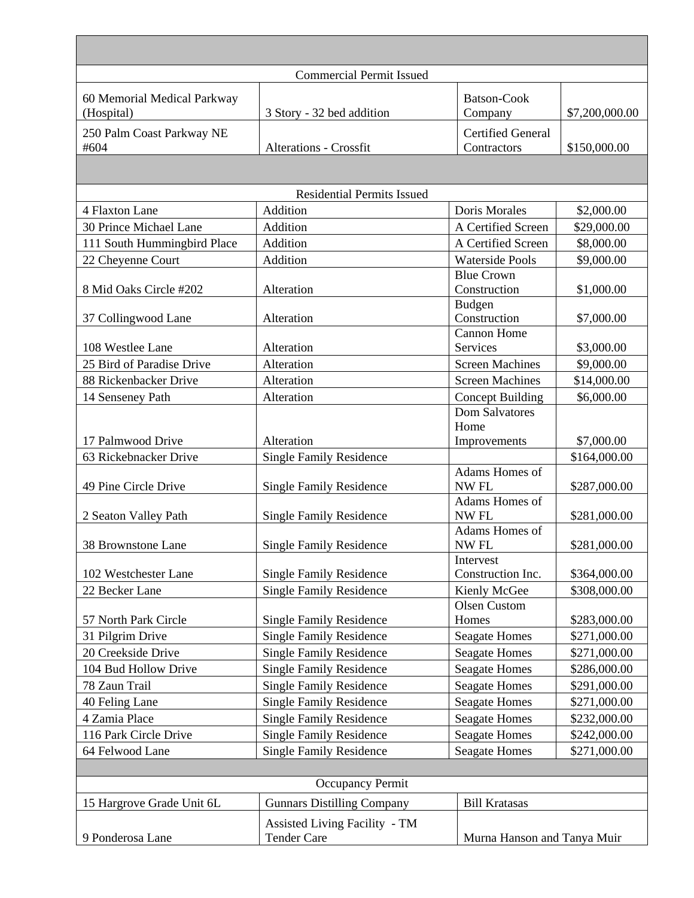| | | | |
|---|---|---|---|
| **Commercial Permit Issued** | | | |
| 60 Memorial Medical Parkway (Hospital) | 3 Story - 32 bed addition | Batson-Cook Company | $7,200,000.00 |
| 250 Palm Coast Parkway NE #604 | Alterations - Crossfit | Certified General Contractors | $150,000.00 |

| | | | |
|---|---|---|---|
| **Residential Permits Issued** | | | |
| 4 Flaxton Lane | Addition | Doris Morales | $2,000.00 |
| 30 Prince Michael Lane | Addition | A Certified Screen | $29,000.00 |
| 111 South Hummingbird Place | Addition | A Certified Screen | $8,000.00 |
| 22 Cheyenne Court | Addition | Waterside Pools | $9,000.00 |
| 8 Mid Oaks Circle #202 | Alteration | Blue Crown Construction | $1,000.00 |
| 37 Collingwood Lane | Alteration | Budgen Construction | $7,000.00 |
| 108 Westlee Lane | Alteration | Cannon Home Services | $3,000.00 |
| 25 Bird of Paradise Drive | Alteration | Screen Machines | $9,000.00 |
| 88 Rickenbacker Drive | Alteration | Screen Machines | $14,000.00 |
| 14 Senseney Path | Alteration | Concept Building | $6,000.00 |
| 17 Palmwood Drive | Alteration | Dom Salvatores Home Improvements | $7,000.00 |
| 63 Rickebnacker Drive | Single Family Residence | | $164,000.00 |
| 49 Pine Circle Drive | Single Family Residence | Adams Homes of NW FL | $287,000.00 |
| 2 Seaton Valley Path | Single Family Residence | Adams Homes of NW FL | $281,000.00 |
| 38 Brownstone Lane | Single Family Residence | Adams Homes of NW FL | $281,000.00 |
| 102 Westchester Lane | Single Family Residence | Intervest Construction Inc. | $364,000.00 |
| 22 Becker Lane | Single Family Residence | Kienly McGee | $308,000.00 |
| 57 North Park Circle | Single Family Residence | Olsen Custom Homes | $283,000.00 |
| 31 Pilgrim Drive | Single Family Residence | Seagate Homes | $271,000.00 |
| 20 Creekside Drive | Single Family Residence | Seagate Homes | $271,000.00 |
| 104 Bud Hollow Drive | Single Family Residence | Seagate Homes | $286,000.00 |
| 78 Zaun Trail | Single Family Residence | Seagate Homes | $291,000.00 |
| 40 Feling Lane | Single Family Residence | Seagate Homes | $271,000.00 |
| 4 Zamia Place | Single Family Residence | Seagate Homes | $232,000.00 |
| 116 Park Circle Drive | Single Family Residence | Seagate Homes | $242,000.00 |
| 64 Felwood Lane | Single Family Residence | Seagate Homes | $271,000.00 |

| | | |
|---|---|---|
| **Occupancy Permit** | | |
| 15 Hargrove Grade Unit 6L | Gunnars Distilling Company | Bill Kratasas |
| 9 Ponderosa Lane | Assisted Living Facility - TM Tender Care | Murna Hanson and Tanya Muir |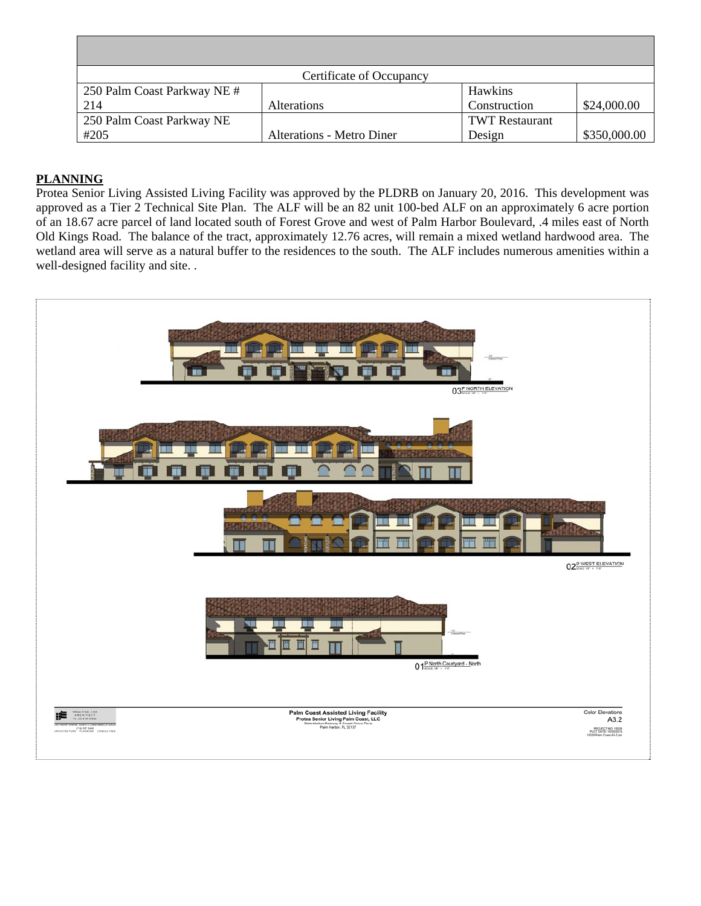| | | | |
|---|---|---|---|
| Certificate of Occupancy | | | |
| 250 Palm Coast Parkway NE # 214 | Alterations | Hawkins Construction | $24,000.00 |
| 250 Palm Coast Parkway NE #205 | Alterations - Metro Diner | TWT Restaurant Design | $350,000.00 |

## PLANNING

Protea Senior Living Assisted Living Facility was approved by the PLDRB on January 20, 2016. This development was approved as a Tier 2 Technical Site Plan. The ALF will be an 82 unit 100-bed ALF on an approximately 6 acre portion of an 18.67 acre parcel of land located south of Forest Grove and west of Palm Harbor Boulevard, .4 miles east of North Old Kings Road. The balance of the tract, approximately 12.76 acres, will remain a mixed wetland hardwood area. The wetland area will serve as a natural buffer to the residences to the south. The ALF includes numerous amenities within a well-designed facility and site. .

03 NORTH ELEVATION

02 WEST ELEVATION

01 North Courtyard - North

Palm Coast Assisted Living Facility
Protea Senior Living Palm Coast, LLC
Palm Harbor, FL 32137

Color Elevations
A3.2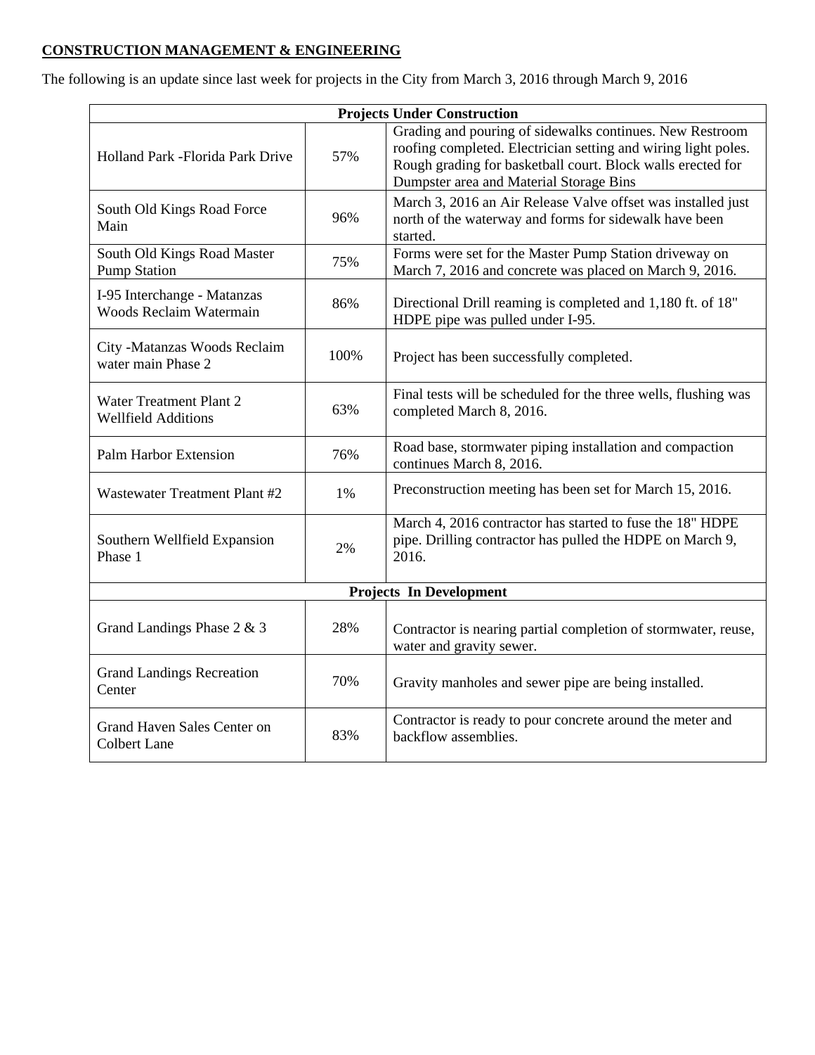**CONSTRUCTION MANAGEMENT & ENGINEERING**

The following is an update since last week for projects in the City from March 3, 2016 through March 9, 2016

| Projects Under Construction | | |
|---|---|---|
| Holland Park -Florida Park Drive | 57% | Grading and pouring of sidewalks continues. New Restroom roofing completed. Electrician setting and wiring light poles. Rough grading for basketball court. Block walls erected for Dumpster area and Material Storage Bins |
| South Old Kings Road Force Main | 96% | March 3, 2016 an Air Release Valve offset was installed just north of the waterway and forms for sidewalk have been started. |
| South Old Kings Road Master Pump Station | 75% | Forms were set for the Master Pump Station driveway on March 7, 2016 and concrete was placed on March 9, 2016. |
| I-95 Interchange - Matanzas Woods Reclaim Watermain | 86% | Directional Drill reaming is completed and 1,180 ft. of 18" HDPE pipe was pulled under I-95. |
| City -Matanzas Woods Reclaim water main Phase 2 | 100% | Project has been successfully completed. |
| Water Treatment Plant 2 Wellfield Additions | 63% | Final tests will be scheduled for the three wells, flushing was completed March 8, 2016. |
| Palm Harbor Extension | 76% | Road base, stormwater piping installation and compaction continues March 8, 2016. |
| Wastewater Treatment Plant #2 | 1% | Preconstruction meeting has been set for March 15, 2016. |
| Southern Wellfield Expansion Phase 1 | 2% | March 4, 2016 contractor has started to fuse the 18" HDPE pipe. Drilling contractor has pulled the HDPE on March 9, 2016. |
| **Projects In Development** | | |
| Grand Landings Phase 2 & 3 | 28% | Contractor is nearing partial completion of stormwater, reuse, water and gravity sewer. |
| Grand Landings Recreation Center | 70% | Gravity manholes and sewer pipe are being installed. |
| Grand Haven Sales Center on Colbert Lane | 83% | Contractor is ready to pour concrete around the meter and backflow assemblies. |